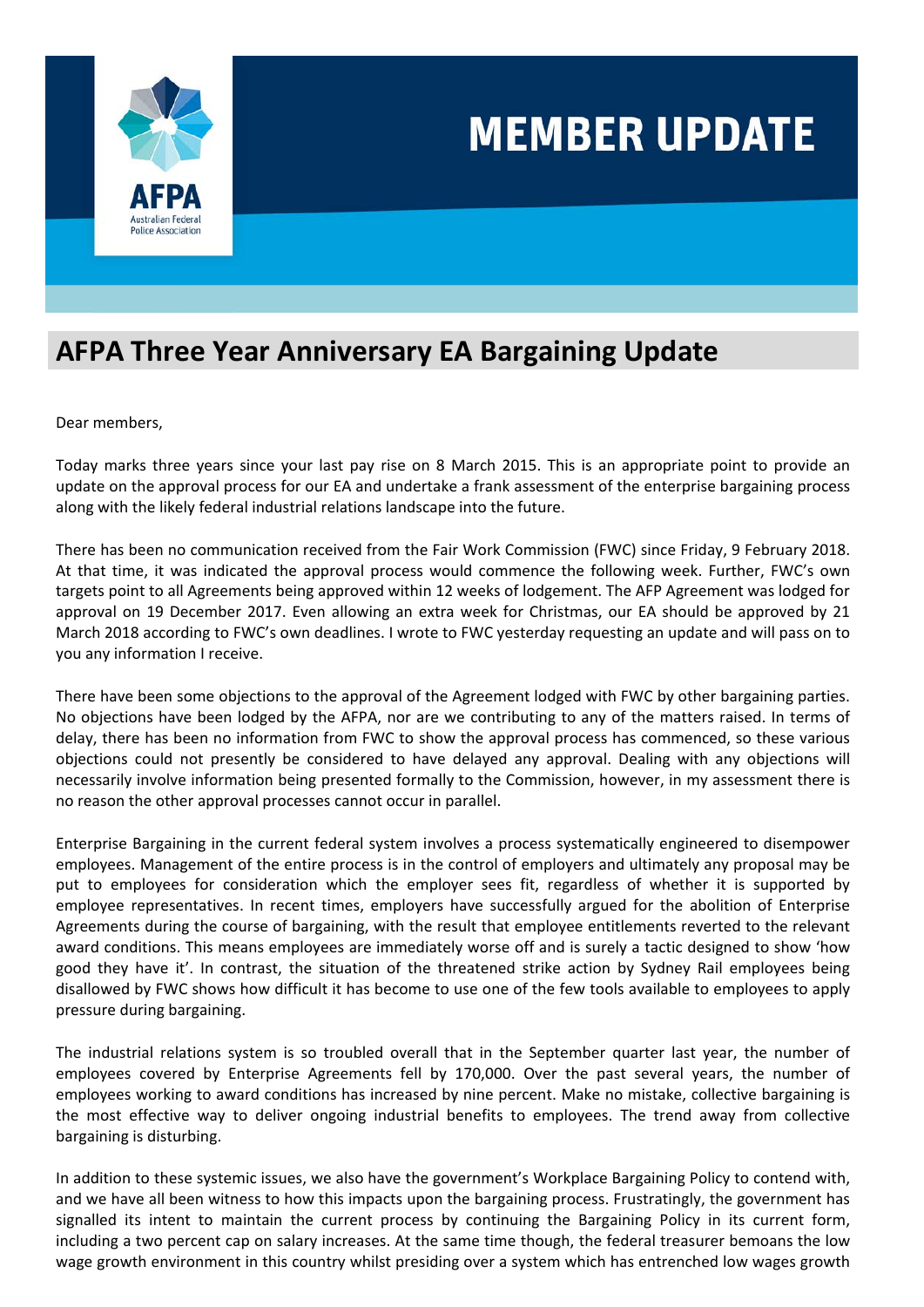# MEMBER UPDATE

AFPA
Australian Federal Police Association

## AFPA Three Year Anniversary EA Bargaining Update

Dear members,

Today marks three years since your last pay rise on 8 March 2015. This is an appropriate point to provide an update on the approval process for our EA and undertake a frank assessment of the enterprise bargaining process along with the likely federal industrial relations landscape into the future.

There has been no communication received from the Fair Work Commission (FWC) since Friday, 9 February 2018. At that time, it was indicated the approval process would commence the following week. Further, FWC's own targets point to all Agreements being approved within 12 weeks of lodgement. The AFP Agreement was lodged for approval on 19 December 2017. Even allowing an extra week for Christmas, our EA should be approved by 21 March 2018 according to FWC's own deadlines. I wrote to FWC yesterday requesting an update and will pass on to you any information I receive.

There have been some objections to the approval of the Agreement lodged with FWC by other bargaining parties. No objections have been lodged by the AFPA, nor are we contributing to any of the matters raised. In terms of delay, there has been no information from FWC to show the approval process has commenced, so these various objections could not presently be considered to have delayed any approval. Dealing with any objections will necessarily involve information being presented formally to the Commission, however, in my assessment there is no reason the other approval processes cannot occur in parallel.

Enterprise Bargaining in the current federal system involves a process systematically engineered to disempower employees. Management of the entire process is in the control of employers and ultimately any proposal may be put to employees for consideration which the employer sees fit, regardless of whether it is supported by employee representatives. In recent times, employers have successfully argued for the abolition of Enterprise Agreements during the course of bargaining, with the result that employee entitlements reverted to the relevant award conditions. This means employees are immediately worse off and is surely a tactic designed to show 'how good they have it'. In contrast, the situation of the threatened strike action by Sydney Rail employees being disallowed by FWC shows how difficult it has become to use one of the few tools available to employees to apply pressure during bargaining.

The industrial relations system is so troubled overall that in the September quarter last year, the number of employees covered by Enterprise Agreements fell by 170,000. Over the past several years, the number of employees working to award conditions has increased by nine percent. Make no mistake, collective bargaining is the most effective way to deliver ongoing industrial benefits to employees. The trend away from collective bargaining is disturbing.

In addition to these systemic issues, we also have the government's Workplace Bargaining Policy to contend with, and we have all been witness to how this impacts upon the bargaining process. Frustratingly, the government has signalled its intent to maintain the current process by continuing the Bargaining Policy in its current form, including a two percent cap on salary increases. At the same time though, the federal treasurer bemoans the low wage growth environment in this country whilst presiding over a system which has entrenched low wages growth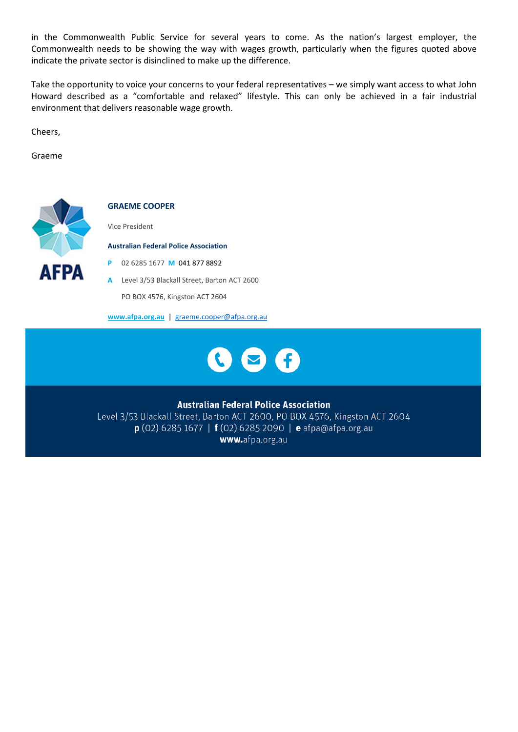in the Commonwealth Public Service for several years to come. As the nation's largest employer, the Commonwealth needs to be showing the way with wages growth, particularly when the figures quoted above indicate the private sector is disinclined to make up the difference.

Take the opportunity to voice your concerns to your federal representatives – we simply want access to what John Howard described as a "comfortable and relaxed" lifestyle. This can only be achieved in a fair industrial environment that delivers reasonable wage growth.

Cheers,

Graeme

AFPA

**GRAEME COOPER**

Vice President

**Australian Federal Police Association**

**P** 02 6285 1677 **M** 041 877 8892

**A** Level 3/53 Blackall Street, Barton ACT 2600

PO BOX 4576, Kingston ACT 2604

www.afpa.org.au | graeme.cooper@afpa.org.au

**Australian Federal Police Association**
Level 3/53 Blackall Street, Barton ACT 2600, PO BOX 4576, Kingston ACT 2604
**p** (02) 6285 1677 | **f** (02) 6285 2090 | **e** afpa@afpa.org.au
**www.**afpa.org.au